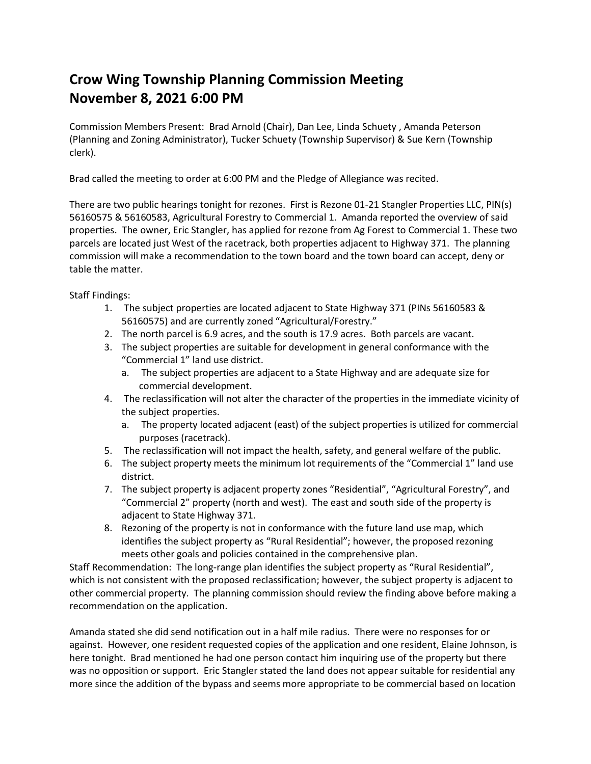# Crow Wing Township Planning Commission Meeting
# November 8, 2021 6:00 PM

Commission Members Present: Brad Arnold (Chair), Dan Lee, Linda Schuety , Amanda Peterson (Planning and Zoning Administrator), Tucker Schuety (Township Supervisor) & Sue Kern (Township clerk).

Brad called the meeting to order at 6:00 PM and the Pledge of Allegiance was recited.

There are two public hearings tonight for rezones. First is Rezone 01-21 Stangler Properties LLC, PIN(s) 56160575 & 56160583, Agricultural Forestry to Commercial 1. Amanda reported the overview of said properties. The owner, Eric Stangler, has applied for rezone from Ag Forest to Commercial 1. These two parcels are located just West of the racetrack, both properties adjacent to Highway 371. The planning commission will make a recommendation to the town board and the town board can accept, deny or table the matter.

Staff Findings:

1. The subject properties are located adjacent to State Highway 371 (PINs 56160583 & 56160575) and are currently zoned "Agricultural/Forestry."
2. The north parcel is 6.9 acres, and the south is 17.9 acres. Both parcels are vacant.
3. The subject properties are suitable for development in general conformance with the "Commercial 1" land use district.
   a. The subject properties are adjacent to a State Highway and are adequate size for commercial development.
4. The reclassification will not alter the character of the properties in the immediate vicinity of the subject properties.
   a. The property located adjacent (east) of the subject properties is utilized for commercial purposes (racetrack).
5. The reclassification will not impact the health, safety, and general welfare of the public.
6. The subject property meets the minimum lot requirements of the "Commercial 1" land use district.
7. The subject property is adjacent property zones "Residential", "Agricultural Forestry", and "Commercial 2" property (north and west). The east and south side of the property is adjacent to State Highway 371.
8. Rezoning of the property is not in conformance with the future land use map, which identifies the subject property as "Rural Residential"; however, the proposed rezoning meets other goals and policies contained in the comprehensive plan.

Staff Recommendation: The long-range plan identifies the subject property as "Rural Residential", which is not consistent with the proposed reclassification; however, the subject property is adjacent to other commercial property. The planning commission should review the finding above before making a recommendation on the application.

Amanda stated she did send notification out in a half mile radius. There were no responses for or against. However, one resident requested copies of the application and one resident, Elaine Johnson, is here tonight. Brad mentioned he had one person contact him inquiring use of the property but there was no opposition or support. Eric Stangler stated the land does not appear suitable for residential any more since the addition of the bypass and seems more appropriate to be commercial based on location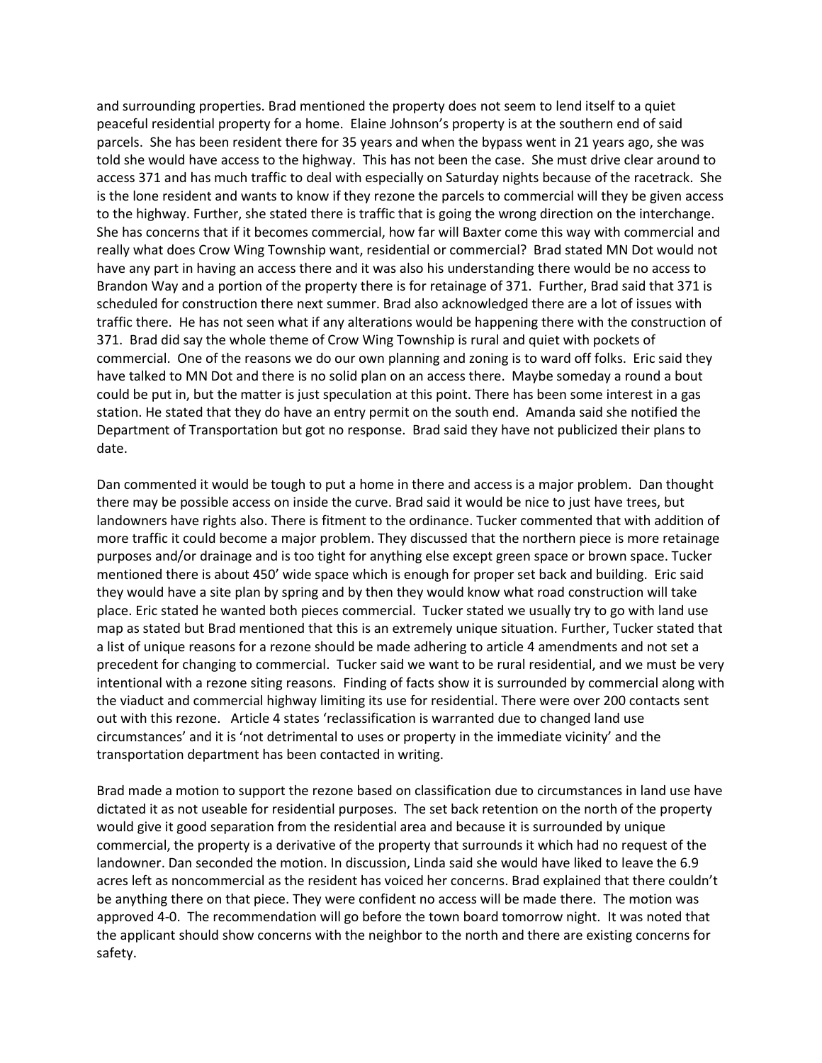and surrounding properties. Brad mentioned the property does not seem to lend itself to a quiet peaceful residential property for a home. Elaine Johnson's property is at the southern end of said parcels. She has been resident there for 35 years and when the bypass went in 21 years ago, she was told she would have access to the highway. This has not been the case. She must drive clear around to access 371 and has much traffic to deal with especially on Saturday nights because of the racetrack. She is the lone resident and wants to know if they rezone the parcels to commercial will they be given access to the highway. Further, she stated there is traffic that is going the wrong direction on the interchange. She has concerns that if it becomes commercial, how far will Baxter come this way with commercial and really what does Crow Wing Township want, residential or commercial? Brad stated MN Dot would not have any part in having an access there and it was also his understanding there would be no access to Brandon Way and a portion of the property there is for retainage of 371. Further, Brad said that 371 is scheduled for construction there next summer. Brad also acknowledged there are a lot of issues with traffic there. He has not seen what if any alterations would be happening there with the construction of 371. Brad did say the whole theme of Crow Wing Township is rural and quiet with pockets of commercial. One of the reasons we do our own planning and zoning is to ward off folks. Eric said they have talked to MN Dot and there is no solid plan on an access there. Maybe someday a round a bout could be put in, but the matter is just speculation at this point. There has been some interest in a gas station. He stated that they do have an entry permit on the south end. Amanda said she notified the Department of Transportation but got no response. Brad said they have not publicized their plans to date.

Dan commented it would be tough to put a home in there and access is a major problem. Dan thought there may be possible access on inside the curve. Brad said it would be nice to just have trees, but landowners have rights also. There is fitment to the ordinance. Tucker commented that with addition of more traffic it could become a major problem. They discussed that the northern piece is more retainage purposes and/or drainage and is too tight for anything else except green space or brown space. Tucker mentioned there is about 450' wide space which is enough for proper set back and building. Eric said they would have a site plan by spring and by then they would know what road construction will take place. Eric stated he wanted both pieces commercial. Tucker stated we usually try to go with land use map as stated but Brad mentioned that this is an extremely unique situation. Further, Tucker stated that a list of unique reasons for a rezone should be made adhering to article 4 amendments and not set a precedent for changing to commercial. Tucker said we want to be rural residential, and we must be very intentional with a rezone siting reasons. Finding of facts show it is surrounded by commercial along with the viaduct and commercial highway limiting its use for residential. There were over 200 contacts sent out with this rezone. Article 4 states 'reclassification is warranted due to changed land use circumstances' and it is 'not detrimental to uses or property in the immediate vicinity' and the transportation department has been contacted in writing.

Brad made a motion to support the rezone based on classification due to circumstances in land use have dictated it as not useable for residential purposes. The set back retention on the north of the property would give it good separation from the residential area and because it is surrounded by unique commercial, the property is a derivative of the property that surrounds it which had no request of the landowner. Dan seconded the motion. In discussion, Linda said she would have liked to leave the 6.9 acres left as noncommercial as the resident has voiced her concerns. Brad explained that there couldn't be anything there on that piece. They were confident no access will be made there. The motion was approved 4-0. The recommendation will go before the town board tomorrow night. It was noted that the applicant should show concerns with the neighbor to the north and there are existing concerns for safety.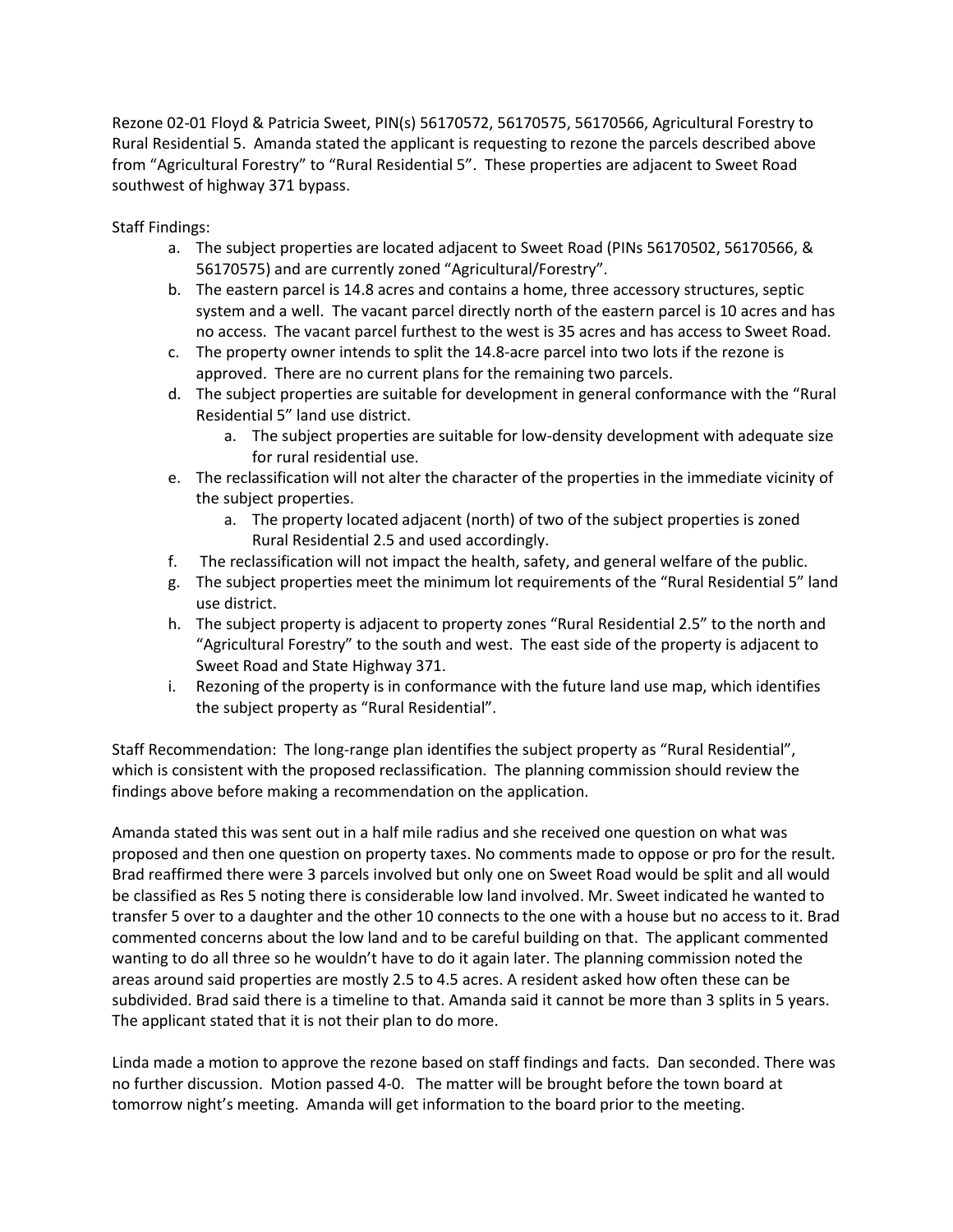Rezone 02-01 Floyd & Patricia Sweet, PIN(s) 56170572, 56170575, 56170566, Agricultural Forestry to Rural Residential 5. Amanda stated the applicant is requesting to rezone the parcels described above from "Agricultural Forestry" to "Rural Residential 5". These properties are adjacent to Sweet Road southwest of highway 371 bypass.

Staff Findings:

a. The subject properties are located adjacent to Sweet Road (PINs 56170502, 56170566, & 56170575) and are currently zoned "Agricultural/Forestry".
b. The eastern parcel is 14.8 acres and contains a home, three accessory structures, septic system and a well. The vacant parcel directly north of the eastern parcel is 10 acres and has no access. The vacant parcel furthest to the west is 35 acres and has access to Sweet Road.
c. The property owner intends to split the 14.8-acre parcel into two lots if the rezone is approved. There are no current plans for the remaining two parcels.
d. The subject properties are suitable for development in general conformance with the "Rural Residential 5" land use district.
    a. The subject properties are suitable for low-density development with adequate size for rural residential use.
e. The reclassification will not alter the character of the properties in the immediate vicinity of the subject properties.
    a. The property located adjacent (north) of two of the subject properties is zoned Rural Residential 2.5 and used accordingly.
f. The reclassification will not impact the health, safety, and general welfare of the public.
g. The subject properties meet the minimum lot requirements of the "Rural Residential 5" land use district.
h. The subject property is adjacent to property zones "Rural Residential 2.5" to the north and "Agricultural Forestry" to the south and west. The east side of the property is adjacent to Sweet Road and State Highway 371.
i. Rezoning of the property is in conformance with the future land use map, which identifies the subject property as "Rural Residential".

Staff Recommendation: The long-range plan identifies the subject property as "Rural Residential", which is consistent with the proposed reclassification. The planning commission should review the findings above before making a recommendation on the application.

Amanda stated this was sent out in a half mile radius and she received one question on what was proposed and then one question on property taxes. No comments made to oppose or pro for the result. Brad reaffirmed there were 3 parcels involved but only one on Sweet Road would be split and all would be classified as Res 5 noting there is considerable low land involved. Mr. Sweet indicated he wanted to transfer 5 over to a daughter and the other 10 connects to the one with a house but no access to it. Brad commented concerns about the low land and to be careful building on that. The applicant commented wanting to do all three so he wouldn't have to do it again later. The planning commission noted the areas around said properties are mostly 2.5 to 4.5 acres. A resident asked how often these can be subdivided. Brad said there is a timeline to that. Amanda said it cannot be more than 3 splits in 5 years. The applicant stated that it is not their plan to do more.

Linda made a motion to approve the rezone based on staff findings and facts. Dan seconded. There was no further discussion. Motion passed 4-0. The matter will be brought before the town board at tomorrow night's meeting. Amanda will get information to the board prior to the meeting.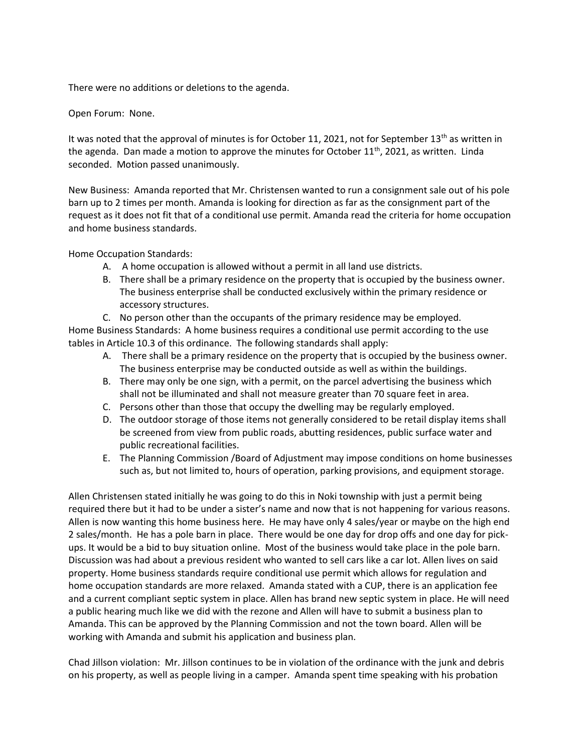There were no additions or deletions to the agenda.

Open Forum: None.

It was noted that the approval of minutes is for October 11, 2021, not for September 13th as written in the agenda. Dan made a motion to approve the minutes for October 11th, 2021, as written. Linda seconded. Motion passed unanimously.

New Business: Amanda reported that Mr. Christensen wanted to run a consignment sale out of his pole barn up to 2 times per month. Amanda is looking for direction as far as the consignment part of the request as it does not fit that of a conditional use permit. Amanda read the criteria for home occupation and home business standards.

Home Occupation Standards:

A. A home occupation is allowed without a permit in all land use districts.
B. There shall be a primary residence on the property that is occupied by the business owner. The business enterprise shall be conducted exclusively within the primary residence or accessory structures.
C. No person other than the occupants of the primary residence may be employed.

Home Business Standards: A home business requires a conditional use permit according to the use tables in Article 10.3 of this ordinance. The following standards shall apply:

A. There shall be a primary residence on the property that is occupied by the business owner. The business enterprise may be conducted outside as well as within the buildings.
B. There may only be one sign, with a permit, on the parcel advertising the business which shall not be illuminated and shall not measure greater than 70 square feet in area.
C. Persons other than those that occupy the dwelling may be regularly employed.
D. The outdoor storage of those items not generally considered to be retail display items shall be screened from view from public roads, abutting residences, public surface water and public recreational facilities.
E. The Planning Commission /Board of Adjustment may impose conditions on home businesses such as, but not limited to, hours of operation, parking provisions, and equipment storage.

Allen Christensen stated initially he was going to do this in Noki township with just a permit being required there but it had to be under a sister's name and now that is not happening for various reasons. Allen is now wanting this home business here. He may have only 4 sales/year or maybe on the high end 2 sales/month. He has a pole barn in place. There would be one day for drop offs and one day for pick-ups. It would be a bid to buy situation online. Most of the business would take place in the pole barn. Discussion was had about a previous resident who wanted to sell cars like a car lot. Allen lives on said property. Home business standards require conditional use permit which allows for regulation and home occupation standards are more relaxed. Amanda stated with a CUP, there is an application fee and a current compliant septic system in place. Allen has brand new septic system in place. He will need a public hearing much like we did with the rezone and Allen will have to submit a business plan to Amanda. This can be approved by the Planning Commission and not the town board. Allen will be working with Amanda and submit his application and business plan.

Chad Jillson violation: Mr. Jillson continues to be in violation of the ordinance with the junk and debris on his property, as well as people living in a camper. Amanda spent time speaking with his probation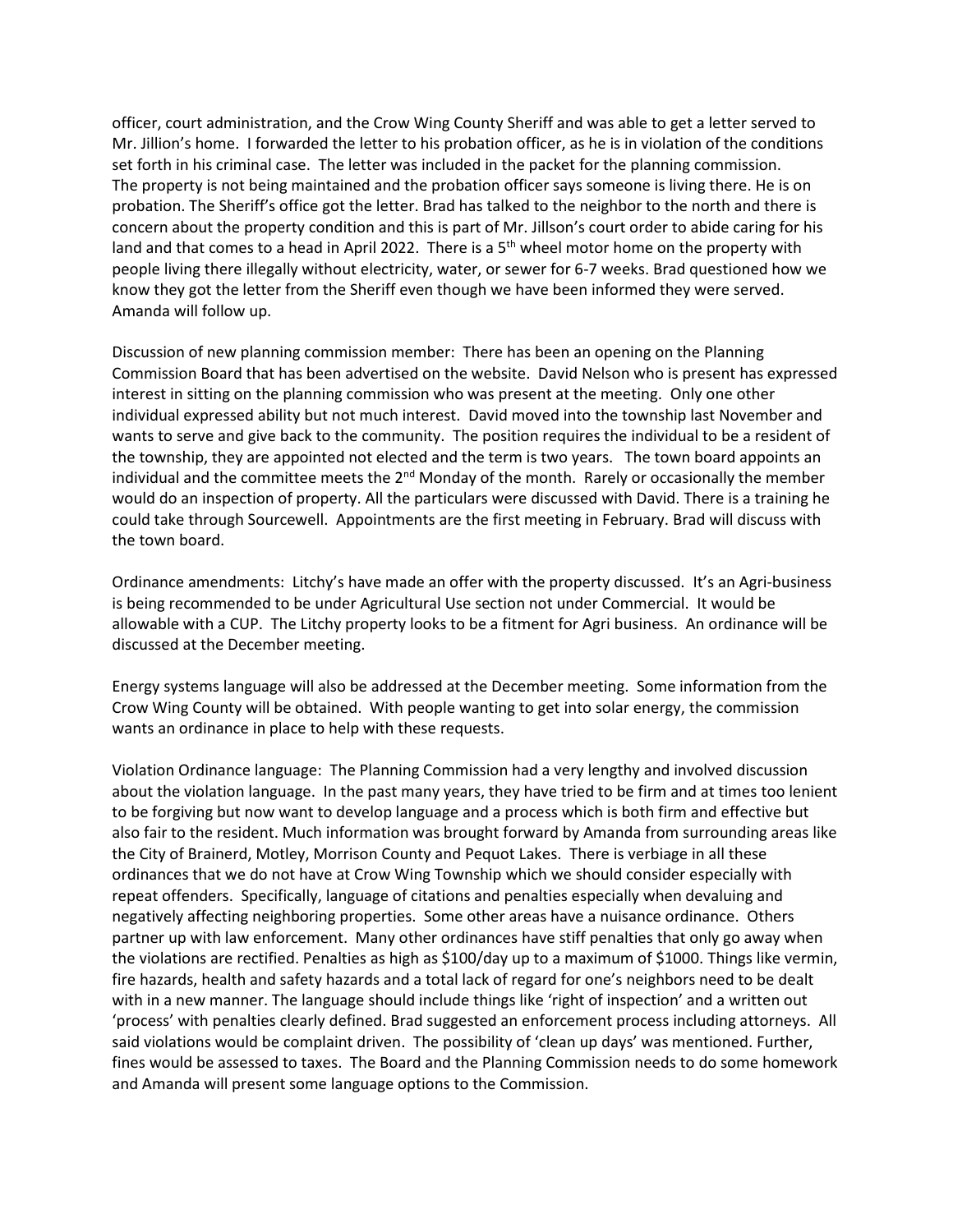officer, court administration, and the Crow Wing County Sheriff and was able to get a letter served to Mr. Jillion's home. I forwarded the letter to his probation officer, as he is in violation of the conditions set forth in his criminal case. The letter was included in the packet for the planning commission. The property is not being maintained and the probation officer says someone is living there. He is on probation. The Sheriff's office got the letter. Brad has talked to the neighbor to the north and there is concern about the property condition and this is part of Mr. Jillson's court order to abide caring for his land and that comes to a head in April 2022. There is a 5th wheel motor home on the property with people living there illegally without electricity, water, or sewer for 6-7 weeks. Brad questioned how we know they got the letter from the Sheriff even though we have been informed they were served. Amanda will follow up.

Discussion of new planning commission member: There has been an opening on the Planning Commission Board that has been advertised on the website. David Nelson who is present has expressed interest in sitting on the planning commission who was present at the meeting. Only one other individual expressed ability but not much interest. David moved into the township last November and wants to serve and give back to the community. The position requires the individual to be a resident of the township, they are appointed not elected and the term is two years. The town board appoints an individual and the committee meets the 2nd Monday of the month. Rarely or occasionally the member would do an inspection of property. All the particulars were discussed with David. There is a training he could take through Sourcewell. Appointments are the first meeting in February. Brad will discuss with the town board.

Ordinance amendments: Litchy's have made an offer with the property discussed. It's an Agri-business is being recommended to be under Agricultural Use section not under Commercial. It would be allowable with a CUP. The Litchy property looks to be a fitment for Agri business. An ordinance will be discussed at the December meeting.

Energy systems language will also be addressed at the December meeting. Some information from the Crow Wing County will be obtained. With people wanting to get into solar energy, the commission wants an ordinance in place to help with these requests.

Violation Ordinance language: The Planning Commission had a very lengthy and involved discussion about the violation language. In the past many years, they have tried to be firm and at times too lenient to be forgiving but now want to develop language and a process which is both firm and effective but also fair to the resident. Much information was brought forward by Amanda from surrounding areas like the City of Brainerd, Motley, Morrison County and Pequot Lakes. There is verbiage in all these ordinances that we do not have at Crow Wing Township which we should consider especially with repeat offenders. Specifically, language of citations and penalties especially when devaluing and negatively affecting neighboring properties. Some other areas have a nuisance ordinance. Others partner up with law enforcement. Many other ordinances have stiff penalties that only go away when the violations are rectified. Penalties as high as $100/day up to a maximum of $1000. Things like vermin, fire hazards, health and safety hazards and a total lack of regard for one's neighbors need to be dealt with in a new manner. The language should include things like 'right of inspection' and a written out 'process' with penalties clearly defined. Brad suggested an enforcement process including attorneys. All said violations would be complaint driven. The possibility of 'clean up days' was mentioned. Further, fines would be assessed to taxes. The Board and the Planning Commission needs to do some homework and Amanda will present some language options to the Commission.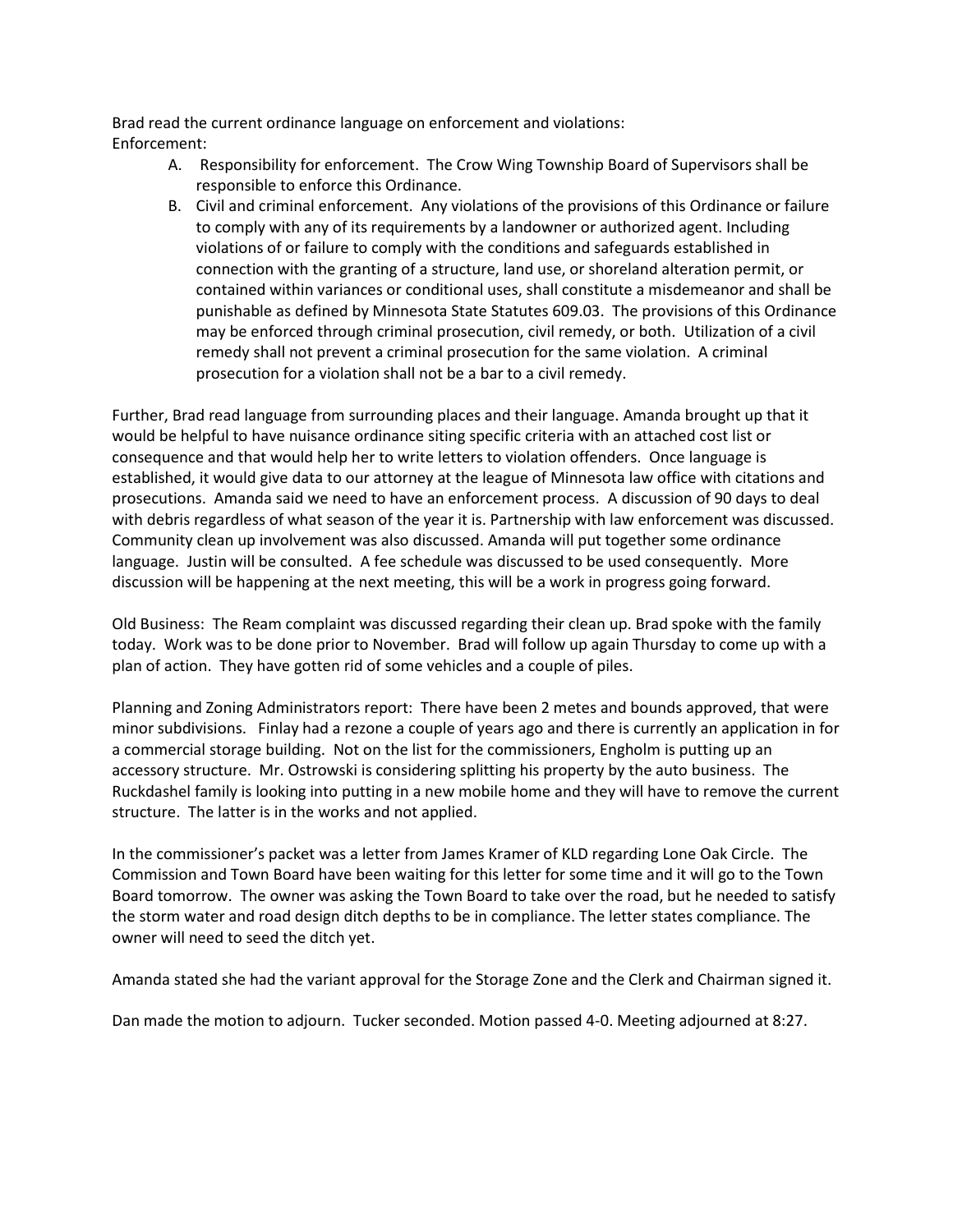Brad read the current ordinance language on enforcement and violations:
Enforcement:

A. Responsibility for enforcement. The Crow Wing Township Board of Supervisors shall be responsible to enforce this Ordinance.
B. Civil and criminal enforcement. Any violations of the provisions of this Ordinance or failure to comply with any of its requirements by a landowner or authorized agent. Including violations of or failure to comply with the conditions and safeguards established in connection with the granting of a structure, land use, or shoreland alteration permit, or contained within variances or conditional uses, shall constitute a misdemeanor and shall be punishable as defined by Minnesota State Statutes 609.03. The provisions of this Ordinance may be enforced through criminal prosecution, civil remedy, or both. Utilization of a civil remedy shall not prevent a criminal prosecution for the same violation. A criminal prosecution for a violation shall not be a bar to a civil remedy.

Further, Brad read language from surrounding places and their language. Amanda brought up that it would be helpful to have nuisance ordinance siting specific criteria with an attached cost list or consequence and that would help her to write letters to violation offenders. Once language is established, it would give data to our attorney at the league of Minnesota law office with citations and prosecutions. Amanda said we need to have an enforcement process. A discussion of 90 days to deal with debris regardless of what season of the year it is. Partnership with law enforcement was discussed. Community clean up involvement was also discussed. Amanda will put together some ordinance language. Justin will be consulted. A fee schedule was discussed to be used consequently. More discussion will be happening at the next meeting, this will be a work in progress going forward.

Old Business: The Ream complaint was discussed regarding their clean up. Brad spoke with the family today. Work was to be done prior to November. Brad will follow up again Thursday to come up with a plan of action. They have gotten rid of some vehicles and a couple of piles.

Planning and Zoning Administrators report: There have been 2 metes and bounds approved, that were minor subdivisions. Finlay had a rezone a couple of years ago and there is currently an application in for a commercial storage building. Not on the list for the commissioners, Engholm is putting up an accessory structure. Mr. Ostrowski is considering splitting his property by the auto business. The Ruckdashel family is looking into putting in a new mobile home and they will have to remove the current structure. The latter is in the works and not applied.

In the commissioner's packet was a letter from James Kramer of KLD regarding Lone Oak Circle. The Commission and Town Board have been waiting for this letter for some time and it will go to the Town Board tomorrow. The owner was asking the Town Board to take over the road, but he needed to satisfy the storm water and road design ditch depths to be in compliance. The letter states compliance. The owner will need to seed the ditch yet.

Amanda stated she had the variant approval for the Storage Zone and the Clerk and Chairman signed it.

Dan made the motion to adjourn. Tucker seconded. Motion passed 4-0. Meeting adjourned at 8:27.